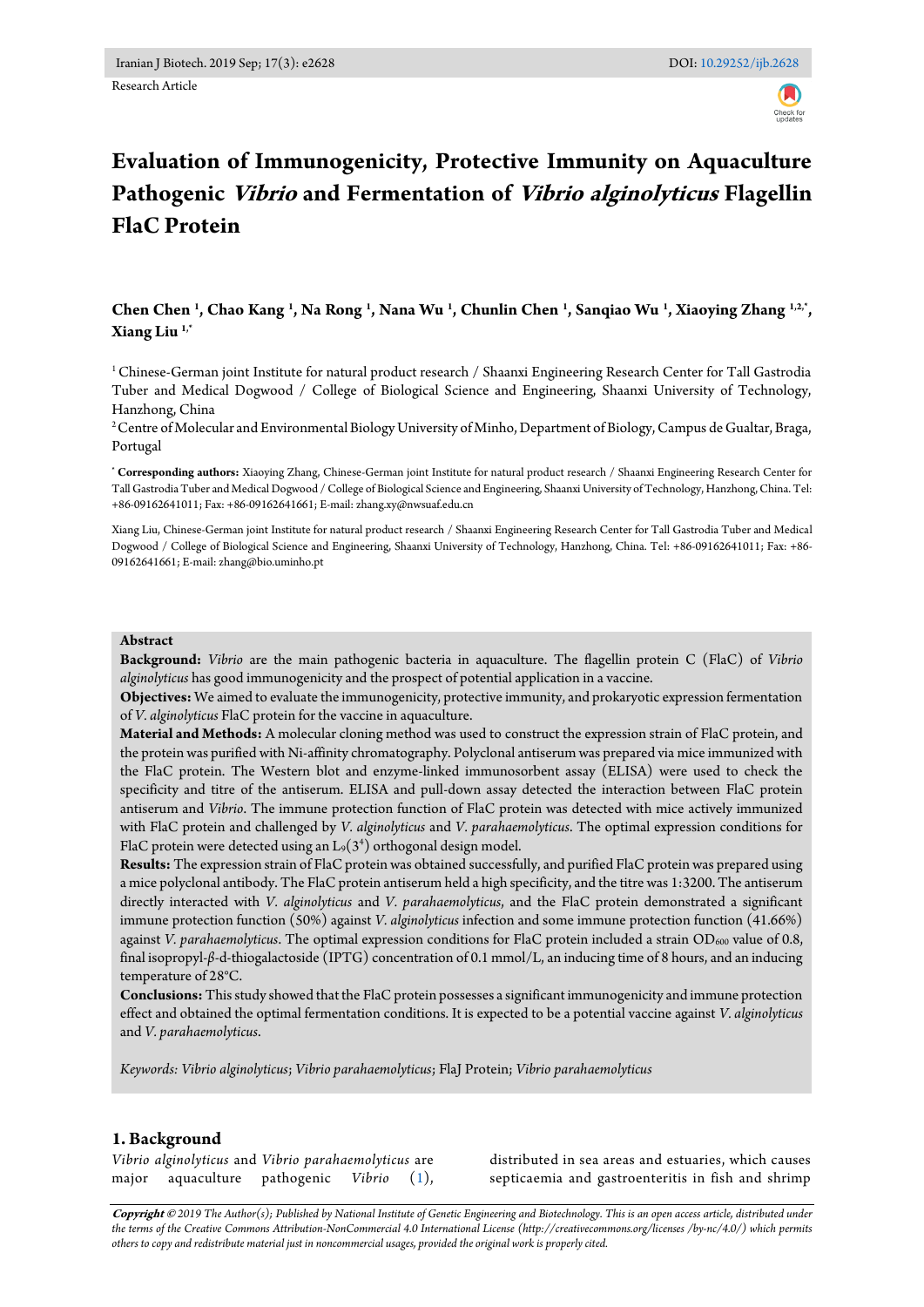Research Article

# Evaluation of Immunogenicity, Protective Immunity on Aquaculture Pathogenic *Vibrio* and Fermentation of *Vibrio alginolyticus* Flagellin FlaC Protein

**Chen Chen [1], Chao Kang [1], Na Rong [1], Nana Wu [1], Chunlin Chen [1], Sanqiao Wu [1], Xiaoying Zhang [1,2,*], Xiang Liu [1,*]**

[1] Chinese-German joint Institute for natural product research / Shaanxi Engineering Research Center for Tall Gastrodia Tuber and Medical Dogwood / College of Biological Science and Engineering, Shaanxi University of Technology, Hanzhong, China

[2] Centre of Molecular and Environmental Biology University of Minho, Department of Biology, Campus de Gualtar, Braga, Portugal

[*] **Corresponding authors:** Xiaoying Zhang, Chinese-German joint Institute for natural product research / Shaanxi Engineering Research Center for Tall Gastrodia Tuber and Medical Dogwood / College of Biological Science and Engineering, Shaanxi University of Technology, Hanzhong, China. Tel: +86-09162641011; Fax: +86-09162641661; E-mail: zhang.xy@nwsuaf.edu.cn

Xiang Liu, Chinese-German joint Institute for natural product research / Shaanxi Engineering Research Center for Tall Gastrodia Tuber and Medical Dogwood / College of Biological Science and Engineering, Shaanxi University of Technology, Hanzhong, China. Tel: +86-09162641011; Fax: +86-09162641661; E-mail: zhang@bio.uminho.pt

**Abstract**

**Background:** *Vibrio* are the main pathogenic bacteria in aquaculture. The flagellin protein C (FlaC) of *Vibrio alginolyticus* has good immunogenicity and the prospect of potential application in a vaccine.

**Objectives:** We aimed to evaluate the immunogenicity, protective immunity, and prokaryotic expression fermentation of *V. alginolyticus* FlaC protein for the vaccine in aquaculture.

**Material and Methods:** A molecular cloning method was used to construct the expression strain of FlaC protein, and the protein was purified with Ni-affinity chromatography. Polyclonal antiserum was prepared via mice immunized with the FlaC protein. The Western blot and enzyme-linked immunosorbent assay (ELISA) were used to check the specificity and titre of the antiserum. ELISA and pull-down assay detected the interaction between FlaC protein antiserum and *Vibrio*. The immune protection function of FlaC protein was detected with mice actively immunized with FlaC protein and challenged by *V. alginolyticus* and *V. parahaemolyticus*. The optimal expression conditions for FlaC protein were detected using an $L_9(3^4)$ orthogonal design model.

**Results:** The expression strain of FlaC protein was obtained successfully, and purified FlaC protein was prepared using a mice polyclonal antibody. The FlaC protein antiserum held a high specificity, and the titre was 1:3200. The antiserum directly interacted with *V. alginolyticus* and *V. parahaemolyticus*, and the FlaC protein demonstrated a significant immune protection function (50%) against *V. alginolyticus* infection and some immune protection function (41.66%) against *V. parahaemolyticus*. The optimal expression conditions for FlaC protein included a strain $OD_{600}$ value of 0.8, final isopropyl-*β*-d-thiogalactoside (IPTG) concentration of 0.1 mmol/L, an inducing time of 8 hours, and an inducing temperature of 28°C.

**Conclusions:** This study showed that the FlaC protein possesses a significant immunogenicity and immune protection effect and obtained the optimal fermentation conditions. It is expected to be a potential vaccine against *V. alginolyticus* and *V. parahaemolyticus*.

*Keywords: Vibrio alginolyticus*; *Vibrio parahaemolyticus*; FlaJ Protein; *Vibrio parahaemolyticus*

## 1. Background

*Vibrio alginolyticus* and *Vibrio parahaemolyticus* are major aquaculture pathogenic *Vibrio* (1), distributed in sea areas and estuaries, which causes septicaemia and gastroenteritis in fish and shrimp

***Copyright*** *© 2019 The Author(s); Published by National Institute of Genetic Engineering and Biotechnology. This is an open access article, distributed under the terms of the Creative Commons Attribution-NonCommercial 4.0 International License (http://creativecommons.org/licenses /by-nc/4.0/) which permits others to copy and redistribute material just in noncommercial usages, provided the original work is properly cited.*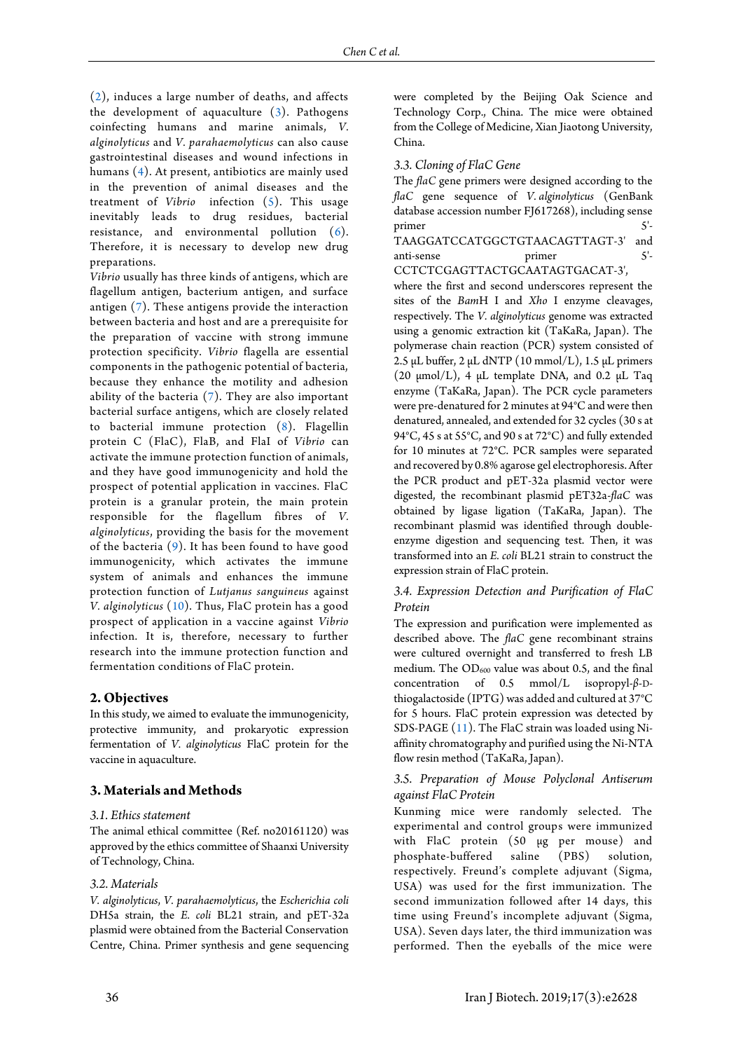(2), induces a large number of deaths, and affects the development of aquaculture (3). Pathogens coinfecting humans and marine animals, *V. alginolyticus* and *V. parahaemolyticus* can also cause gastrointestinal diseases and wound infections in humans (4). At present, antibiotics are mainly used in the prevention of animal diseases and the treatment of *Vibrio* infection (5). This usage inevitably leads to drug residues, bacterial resistance, and environmental pollution (6). Therefore, it is necessary to develop new drug preparations.

*Vibrio* usually has three kinds of antigens, which are flagellum antigen, bacterium antigen, and surface antigen (7). These antigens provide the interaction between bacteria and host and are a prerequisite for the preparation of vaccine with strong immune protection specificity. *Vibrio* flagella are essential components in the pathogenic potential of bacteria, because they enhance the motility and adhesion ability of the bacteria (7). They are also important bacterial surface antigens, which are closely related to bacterial immune protection (8). Flagellin protein C (FlaC), FlaB, and FlaI of *Vibrio* can activate the immune protection function of animals, and they have good immunogenicity and hold the prospect of potential application in vaccines. FlaC protein is a granular protein, the main protein responsible for the flagellum fibres of *V. alginolyticus*, providing the basis for the movement of the bacteria (9). It has been found to have good immunogenicity, which activates the immune system of animals and enhances the immune protection function of *Lutjanus sanguineus* against *V. alginolyticus* (10). Thus, FlaC protein has a good prospect of application in a vaccine against *Vibrio* infection. It is, therefore, necessary to further research into the immune protection function and fermentation conditions of FlaC protein.

## 2. Objectives

In this study, we aimed to evaluate the immunogenicity, protective immunity, and prokaryotic expression fermentation of *V. alginolyticus* FlaC protein for the vaccine in aquaculture.

## 3. Materials and Methods

### 3.1. Ethics statement

The animal ethical committee (Ref. no20161120) was approved by the ethics committee of Shaanxi University of Technology, China.

### 3.2. Materials

*V. alginolyticus*, *V. parahaemolyticus*, the *Escherichia coli* DH5a strain, the *E. coli* BL21 strain, and pET-32a plasmid were obtained from the Bacterial Conservation Centre, China. Primer synthesis and gene sequencing were completed by the Beijing Oak Science and Technology Corp., China. The mice were obtained from the College of Medicine, Xian Jiaotong University, China.

### 3.3. Cloning of FlaC Gene

The *flaC* gene primers were designed according to the *flaC* gene sequence of *V. alginolyticus* (GenBank database accession number FJ617268), including sense primer 5'-TAAGGATCCATGGCTGTAACAGTTAGT-3' and anti-sense primer 5'-CCTCTCGAGTTACTGCAATAGTGACAT-3', where the first and second underscores represent the sites of the *Bam*H I and *Xho* I enzyme cleavages, respectively. The *V. alginolyticus* genome was extracted using a genomic extraction kit (TaKaRa, Japan). The polymerase chain reaction (PCR) system consisted of 2.5 μL buffer, 2 μL dNTP (10 mmol/L), 1.5 μL primers (20 μmol/L), 4 μL template DNA, and 0.2 μL Taq enzyme (TaKaRa, Japan). The PCR cycle parameters were pre-denatured for 2 minutes at 94°C and were then denatured, annealed, and extended for 32 cycles (30 s at 94°C, 45 s at 55°C, and 90 s at 72°C) and fully extended for 10 minutes at 72°C. PCR samples were separated and recovered by 0.8% agarose gel electrophoresis. After the PCR product and pET-32a plasmid vector were digested, the recombinant plasmid pET32a-*flaC* was obtained by ligase ligation (TaKaRa, Japan). The recombinant plasmid was identified through double-enzyme digestion and sequencing test. Then, it was transformed into an *E. coli* BL21 strain to construct the expression strain of FlaC protein.

### 3.4. Expression Detection and Purification of FlaC Protein

The expression and purification were implemented as described above. The *flaC* gene recombinant strains were cultured overnight and transferred to fresh LB medium. The $OD_{600}$ value was about 0.5, and the final concentration of 0.5 mmol/L isopropyl-*β*-D-thiogalactoside (IPTG) was added and cultured at 37°C for 5 hours. FlaC protein expression was detected by SDS-PAGE (11). The FlaC strain was loaded using Ni-affinity chromatography and purified using the Ni-NTA flow resin method (TaKaRa, Japan).

### 3.5. Preparation of Mouse Polyclonal Antiserum against FlaC Protein

Kunming mice were randomly selected. The experimental and control groups were immunized with FlaC protein (50 μg per mouse) and phosphate-buffered saline (PBS) solution, respectively. Freund's complete adjuvant (Sigma, USA) was used for the first immunization. The second immunization followed after 14 days, this time using Freund's incomplete adjuvant (Sigma, USA). Seven days later, the third immunization was performed. Then the eyeballs of the mice were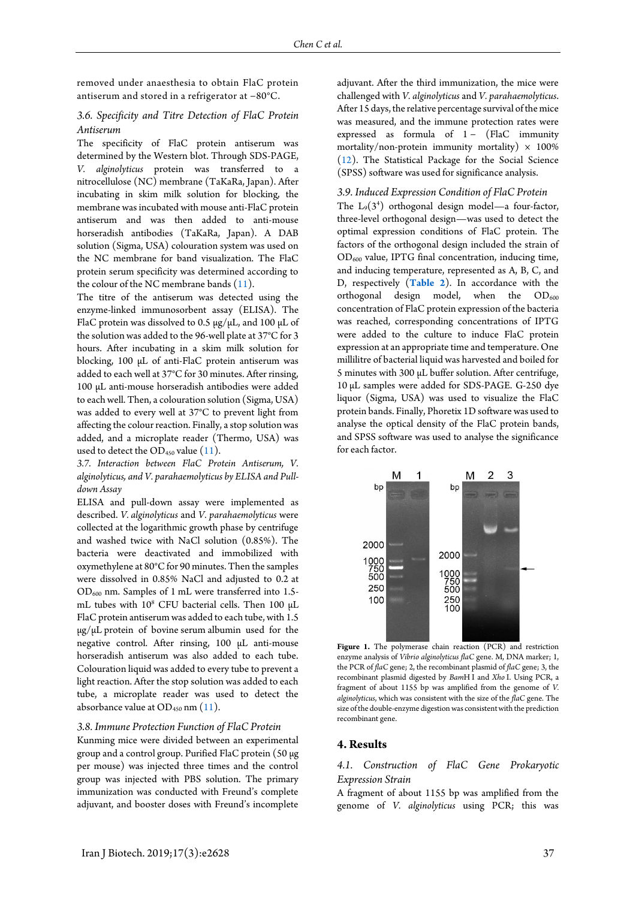removed under anaesthesia to obtain FlaC protein antiserum and stored in a refrigerator at −80°C.

### *3.6. Specificity and Titre Detection of FlaC Protein Antiserum*

The specificity of FlaC protein antiserum was determined by the Western blot. Through SDS-PAGE, *V. alginolyticus* protein was transferred to a nitrocellulose (NC) membrane (TaKaRa, Japan). After incubating in skim milk solution for blocking, the membrane was incubated with mouse anti-FlaC protein antiserum and was then added to anti-mouse horseradish antibodies (TaKaRa, Japan). A DAB solution (Sigma, USA) colouration system was used on the NC membrane for band visualization. The FlaC protein serum specificity was determined according to the colour of the NC membrane bands (11).

The titre of the antiserum was detected using the enzyme-linked immunosorbent assay (ELISA). The FlaC protein was dissolved to 0.5 μg/μL, and 100 μL of the solution was added to the 96-well plate at 37°C for 3 hours. After incubating in a skim milk solution for blocking, 100 μL of anti-FlaC protein antiserum was added to each well at 37°C for 30 minutes. After rinsing, 100 μL anti-mouse horseradish antibodies were added to each well. Then, a colouration solution (Sigma, USA) was added to every well at 37°C to prevent light from affecting the colour reaction. Finally, a stop solution was added, and a microplate reader (Thermo, USA) was used to detect the $OD_{450}$ value (11).

### *3.7. Interaction between FlaC Protein Antiserum, V. alginolyticus, and V. parahaemolyticus by ELISA and Pull-down Assay*

ELISA and pull-down assay were implemented as described. *V. alginolyticus* and *V. parahaemolyticus* were collected at the logarithmic growth phase by centrifuge and washed twice with NaCl solution (0.85%). The bacteria were deactivated and immobilized with oxymethylene at 80°C for 90 minutes. Then the samples were dissolved in 0.85% NaCl and adjusted to 0.2 at $OD_{600}$ nm. Samples of 1 mL were transferred into 1.5-mL tubes with $10^8$ CFU bacterial cells. Then 100 μL FlaC protein antiserum was added to each tube, with 1.5 μg/μL protein of bovine serum albumin used for the negative control. After rinsing, 100 μL anti-mouse horseradish antiserum was also added to each tube. Colouration liquid was added to every tube to prevent a light reaction. After the stop solution was added to each tube, a microplate reader was used to detect the absorbance value at $OD_{450}$ nm (11).

### *3.8. Immune Protection Function of FlaC Protein*

Kunming mice were divided between an experimental group and a control group. Purified FlaC protein (50 μg per mouse) was injected three times and the control group was injected with PBS solution. The primary immunization was conducted with Freund's complete adjuvant, and booster doses with Freund's incomplete adjuvant. After the third immunization, the mice were challenged with *V. alginolyticus* and *V. parahaemolyticus*. After 15 days, the relative percentage survival of the mice was measured, and the immune protection rates were expressed as formula of 1 − (FlaC immunity mortality/non-protein immunity mortality) × 100% (12). The Statistical Package for the Social Science (SPSS) software was used for significance analysis.

### *3.9. Induced Expression Condition of FlaC Protein*

The $L_9(3^4)$ orthogonal design model—a four-factor, three-level orthogonal design—was used to detect the optimal expression conditions of FlaC protein. The factors of the orthogonal design included the strain of $OD_{600}$ value, IPTG final concentration, inducing time, and inducing temperature, represented as A, B, C, and D, respectively (**Table 2**). In accordance with the orthogonal design model, when the $OD_{600}$ concentration of FlaC protein expression of the bacteria was reached, corresponding concentrations of IPTG were added to the culture to induce FlaC protein expression at an appropriate time and temperature. One millilitre of bacterial liquid was harvested and boiled for 5 minutes with 300 μL buffer solution. After centrifuge, 10 μL samples were added for SDS-PAGE. G-250 dye liquor (Sigma, USA) was used to visualize the FlaC protein bands. Finally, Phoretix 1D software was used to analyse the optical density of the FlaC protein bands, and SPSS software was used to analyse the significance for each factor.

**Figure 1.** The polymerase chain reaction (PCR) and restriction enzyme analysis of *Vibrio alginolyticus flaC* gene. M, DNA marker; 1, the PCR of *flaC* gene; 2, the recombinant plasmid of *flaC* gene; 3, the recombinant plasmid digested by *Bam*H I and *Xho* I. Using PCR, a fragment of about 1155 bp was amplified from the genome of *V. alginolyticus*, which was consistent with the size of the *flaC* gene. The size of the double-enzyme digestion was consistent with the prediction recombinant gene.

## 4. Results

### *4.1. Construction of FlaC Gene Prokaryotic Expression Strain*

A fragment of about 1155 bp was amplified from the genome of *V. alginolyticus* using PCR; this was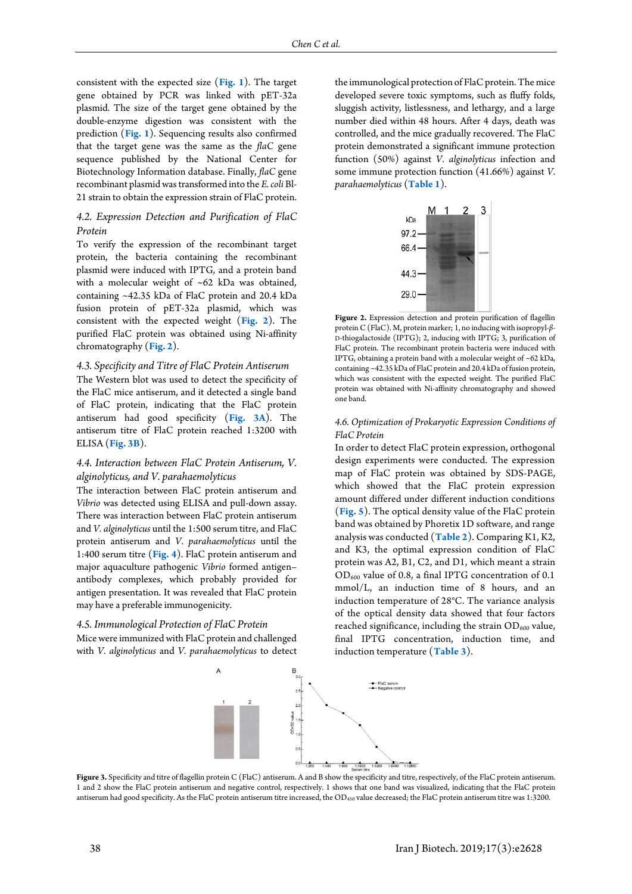consistent with the expected size (**Fig. 1**). The target gene obtained by PCR was linked with pET-32a plasmid. The size of the target gene obtained by the double-enzyme digestion was consistent with the prediction (**Fig. 1**). Sequencing results also confirmed that the target gene was the same as the *flaC* gene sequence published by the National Center for Biotechnology Information database. Finally, *flaC* gene recombinant plasmid was transformed into the *E. coli* Bl-21 strain to obtain the expression strain of FlaC protein.

### 4.2. Expression Detection and Purification of FlaC Protein

To verify the expression of the recombinant target protein, the bacteria containing the recombinant plasmid were induced with IPTG, and a protein band with a molecular weight of ~62 kDa was obtained, containing ~42.35 kDa of FlaC protein and 20.4 kDa fusion protein of pET-32a plasmid, which was consistent with the expected weight (**Fig. 2**). The purified FlaC protein was obtained using Ni-affinity chromatography (**Fig. 2**).

### 4.3. Specificity and Titre of FlaC Protein Antiserum

The Western blot was used to detect the specificity of the FlaC mice antiserum, and it detected a single band of FlaC protein, indicating that the FlaC protein antiserum had good specificity (**Fig. 3A**). The antiserum titre of FlaC protein reached 1:3200 with ELISA (**Fig. 3B**).

### 4.4. Interaction between FlaC Protein Antiserum, *V. alginolyticus*, and *V. parahaemolyticus*

The interaction between FlaC protein antiserum and *Vibrio* was detected using ELISA and pull-down assay. There was interaction between FlaC protein antiserum and *V. alginolyticus* until the 1:500 serum titre, and FlaC protein antiserum and *V. parahaemolyticus* until the 1:400 serum titre (**Fig. 4**). FlaC protein antiserum and major aquaculture pathogenic *Vibrio* formed antigen–antibody complexes, which probably provided for antigen presentation. It was revealed that FlaC protein may have a preferable immunogenicity.

### 4.5. Immunological Protection of FlaC Protein

Mice were immunized with FlaC protein and challenged with *V. alginolyticus* and *V. parahaemolyticus* to detect the immunological protection of FlaC protein. The mice developed severe toxic symptoms, such as fluffy folds, sluggish activity, listlessness, and lethargy, and a large number died within 48 hours. After 4 days, death was controlled, and the mice gradually recovered. The FlaC protein demonstrated a significant immune protection function (50%) against *V. alginolyticus* infection and some immune protection function (41.66%) against *V. parahaemolyticus* (**Table 1**).

**Figure 2.** Expression detection and protein purification of flagellin protein C (FlaC). M, protein marker; 1, no inducing with isopropyl-β-D-thiogalactoside (IPTG); 2, inducing with IPTG; 3, purification of FlaC protein. The recombinant protein bacteria were induced with IPTG, obtaining a protein band with a molecular weight of ~62 kDa, containing ~42.35 kDa of FlaC protein and 20.4 kDa of fusion protein, which was consistent with the expected weight. The purified FlaC protein was obtained with Ni-affinity chromatography and showed one band.

### 4.6. Optimization of Prokaryotic Expression Conditions of FlaC Protein

In order to detect FlaC protein expression, orthogonal design experiments were conducted. The expression map of FlaC protein was obtained by SDS-PAGE, which showed that the FlaC protein expression amount differed under different induction conditions (**Fig. 5**). The optical density value of the FlaC protein band was obtained by Phoretix 1D software, and range analysis was conducted (**Table 2**). Comparing K1, K2, and K3, the optimal expression condition of FlaC protein was A2, B1, C2, and D1, which meant a strain $OD_{600}$ value of 0.8, a final IPTG concentration of 0.1 mmol/L, an induction time of 8 hours, and an induction temperature of 28°C. The variance analysis of the optical density data showed that four factors reached significance, including the strain $OD_{600}$ value, final IPTG concentration, induction time, and induction temperature (**Table 3**).

**Figure 3.** Specificity and titre of flagellin protein C (FlaC) antiserum. A and B show the specificity and titre, respectively, of the FlaC protein antiserum. 1 and 2 show the FlaC protein antiserum and negative control, respectively. 1 shows that one band was visualized, indicating that the FlaC protein antiserum had good specificity. As the FlaC protein antiserum titre increased, the $OD_{450}$ value decreased; the FlaC protein antiserum titre was 1:3200.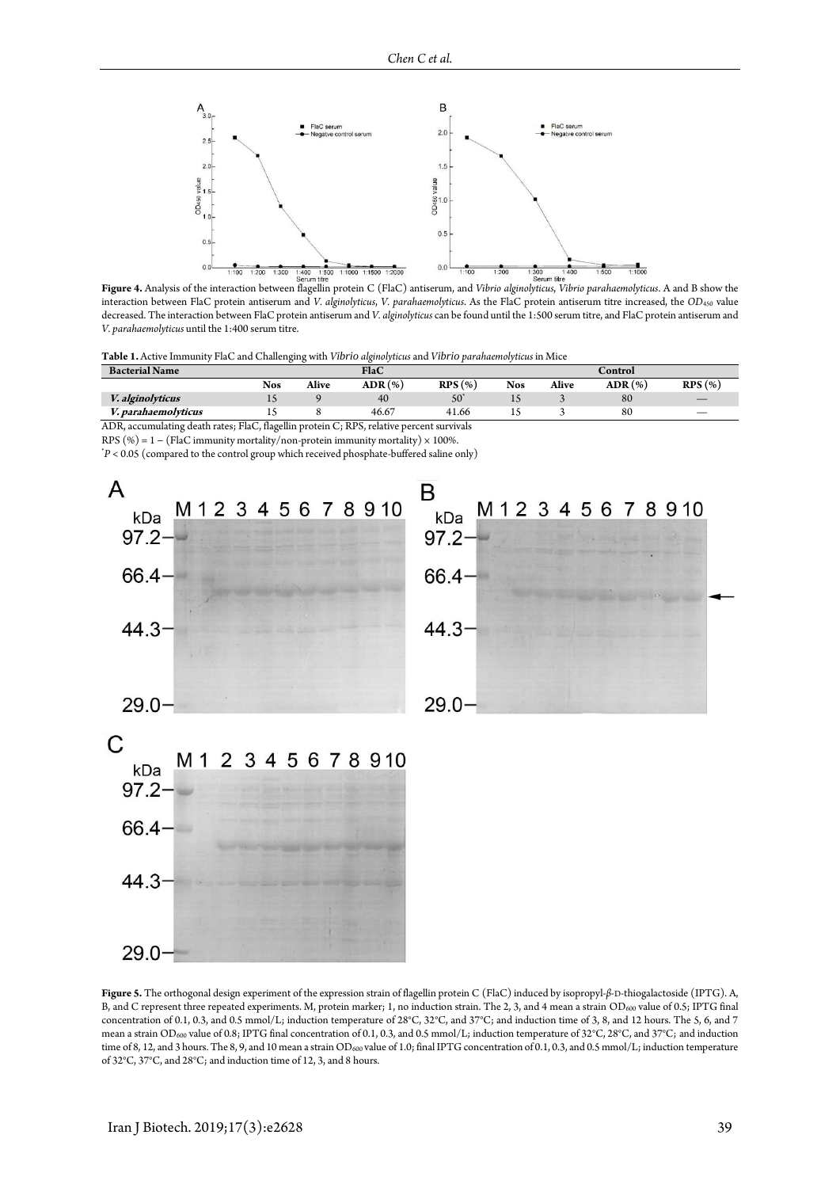**Figure 4.** Analysis of the interaction between flagellin protein C (FlaC) antiserum, and *Vibrio alginolyticus*, *Vibrio parahaemolyticus*. A and B show the interaction between FlaC protein antiserum and *V. alginolyticus*, *V. parahaemolyticus*. As the FlaC protein antiserum titre increased, the $OD_{450}$ value decreased. The interaction between FlaC protein antiserum and *V. alginolyticus* can be found until the 1:500 serum titre, and FlaC protein antiserum and *V. parahaemolyticus* until the 1:400 serum titre.

**Table 1.** Active Immunity FlaC and Challenging with *Vibrio alginolyticus* and *Vibrio parahaemolyticus* in Mice

| Bacterial Name | FlaC | | | | Control | | | |
|---|---|---|---|---|---|---|---|---|
| | Nos | Alive | ADR (%) | RPS (%) | Nos | Alive | ADR (%) | RPS (%) |
| ***V. alginolyticus*** | 15 | 9 | 40 | 50* | 15 | 3 | 80 | — |
| ***V. parahaemolyticus*** | 15 | 8 | 46.67 | 41.66 | 15 | 3 | 80 | — |

ADR, accumulating death rates; FlaC, flagellin protein C; RPS, relative percent survivals

RPS (%) = 1 − (FlaC immunity mortality/non-protein immunity mortality) × 100%.

*$P < 0.05$ (compared to the control group which received phosphate-buffered saline only)

**Figure 5.** The orthogonal design experiment of the expression strain of flagellin protein C (FlaC) induced by isopropyl-*β*-D-thiogalactoside (IPTG). A, B, and C represent three repeated experiments. M, protein marker; 1, no induction strain. The 2, 3, and 4 mean a strain $OD_{600}$ value of 0.5; IPTG final concentration of 0.1, 0.3, and 0.5 mmol/L; induction temperature of 28°C, 32°C, and 37°C; and induction time of 3, 8, and 12 hours. The 5, 6, and 7 mean a strain $OD_{600}$ value of 0.8; IPTG final concentration of 0.1, 0.3, and 0.5 mmol/L; induction temperature of 32°C, 28°C, and 37°C; and induction time of 8, 12, and 3 hours. The 8, 9, and 10 mean a strain $OD_{600}$ value of 1.0; final IPTG concentration of 0.1, 0.3, and 0.5 mmol/L; induction temperature of 32°C, 37°C, and 28°C; and induction time of 12, 3, and 8 hours.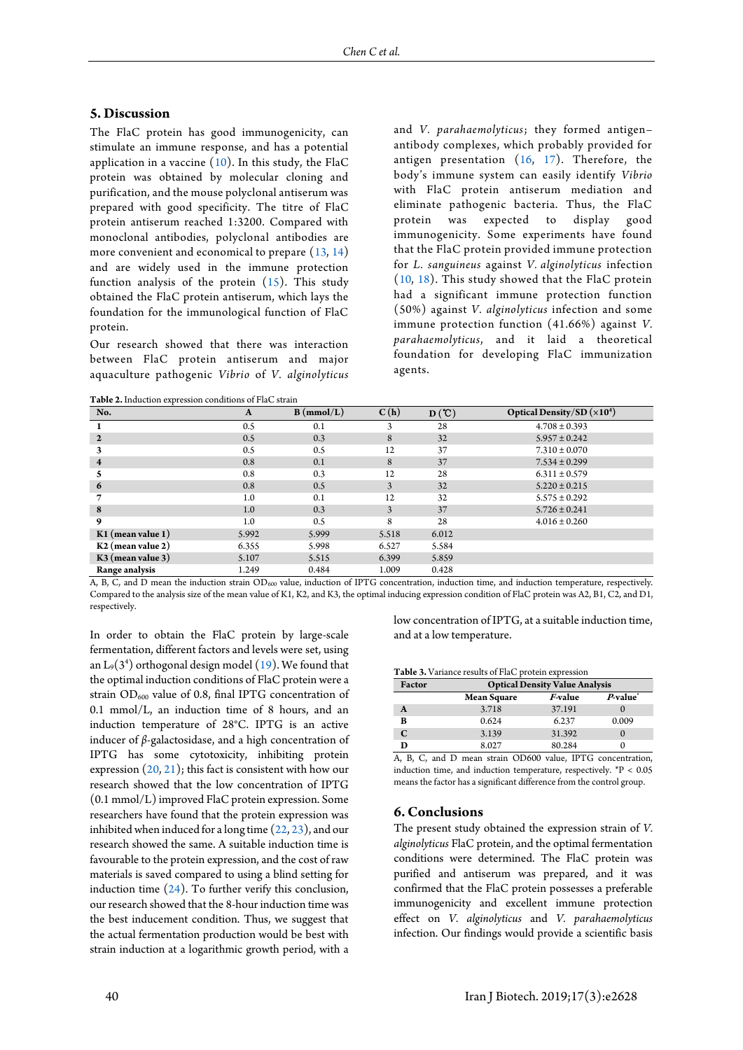## 5. Discussion

The FlaC protein has good immunogenicity, can stimulate an immune response, and has a potential application in a vaccine (10). In this study, the FlaC protein was obtained by molecular cloning and purification, and the mouse polyclonal antiserum was prepared with good specificity. The titre of FlaC protein antiserum reached 1:3200. Compared with monoclonal antibodies, polyclonal antibodies are more convenient and economical to prepare (13, 14) and are widely used in the immune protection function analysis of the protein (15). This study obtained the FlaC protein antiserum, which lays the foundation for the immunological function of FlaC protein.

Our research showed that there was interaction between FlaC protein antiserum and major aquaculture pathogenic *Vibrio* of *V. alginolyticus* and *V. parahaemolyticus*; they formed antigen–antibody complexes, which probably provided for antigen presentation (16, 17). Therefore, the body's immune system can easily identify *Vibrio* with FlaC protein antiserum mediation and eliminate pathogenic bacteria. Thus, the FlaC protein was expected to display good immunogenicity. Some experiments have found that the FlaC protein provided immune protection for *L. sanguineus* against *V. alginolyticus* infection (10, 18). This study showed that the FlaC protein had a significant immune protection function (50%) against *V. alginolyticus* infection and some immune protection function (41.66%) against *V. parahaemolyticus*, and it laid a theoretical foundation for developing FlaC immunization agents.

**Table 2.** Induction expression conditions of FlaC strain

| No. | A | B (mmol/L) | C (h) | D (℃) | Optical Density/SD (×10⁴) |
|---|---|---|---|---|---|
| **1** | 0.5 | 0.1 | 3 | 28 | 4.708 ± 0.393 |
| **2** | 0.5 | 0.3 | 8 | 32 | 5.957 ± 0.242 |
| **3** | 0.5 | 0.5 | 12 | 37 | 7.310 ± 0.070 |
| **4** | 0.8 | 0.1 | 8 | 37 | 7.534 ± 0.299 |
| **5** | 0.8 | 0.3 | 12 | 28 | 6.311 ± 0.579 |
| **6** | 0.8 | 0.5 | 3 | 32 | 5.220 ± 0.215 |
| **7** | 1.0 | 0.1 | 12 | 32 | 5.575 ± 0.292 |
| **8** | 1.0 | 0.3 | 3 | 37 | 5.726 ± 0.241 |
| **9** | 1.0 | 0.5 | 8 | 28 | 4.016 ± 0.260 |
| **K1 (mean value 1)** | 5.992 | 5.999 | 5.518 | 6.012 | |
| **K2 (mean value 2)** | 6.355 | 5.998 | 6.527 | 5.584 | |
| **K3 (mean value 3)** | 5.107 | 5.515 | 6.399 | 5.859 | |
| **Range analysis** | 1.249 | 0.484 | 1.009 | 0.428 | |

A, B, C, and D mean the induction strain $OD_{600}$ value, induction of IPTG concentration, induction time, and induction temperature, respectively. Compared to the analysis size of the mean value of K1, K2, and K3, the optimal inducing expression condition of FlaC protein was A2, B1, C2, and D1, respectively.

In order to obtain the FlaC protein by large-scale fermentation, different factors and levels were set, using an $L_9(3^4)$ orthogonal design model (19). We found that the optimal induction conditions of FlaC protein were a strain $OD_{600}$ value of 0.8, final IPTG concentration of 0.1 mmol/L, an induction time of 8 hours, and an induction temperature of 28°C. IPTG is an active inducer of *β*-galactosidase, and a high concentration of IPTG has some cytotoxicity, inhibiting protein expression (20, 21); this fact is consistent with how our research showed that the low concentration of IPTG (0.1 mmol/L) improved FlaC protein expression. Some researchers have found that the protein expression was inhibited when induced for a long time (22, 23), and our research showed the same. A suitable induction time is favourable to the protein expression, and the cost of raw materials is saved compared to using a blind setting for induction time (24). To further verify this conclusion, our research showed that the 8-hour induction time was the best inducement condition. Thus, we suggest that the actual fermentation production would be best with strain induction at a logarithmic growth period, with a low concentration of IPTG, at a suitable induction time, and at a low temperature.

**Table 3.** Variance results of FlaC protein expression

| Factor | Optical Density Value Analysis | | |
|---|---|---|---|
| | Mean Square | *F*-value | *P*-value* |
| **A** | 3.718 | 37.191 | 0 |
| **B** | 0.624 | 6.237 | 0.009 |
| **C** | 3.139 | 31.392 | 0 |
| **D** | 8.027 | 80.284 | 0 |

A, B, C, and D mean strain OD600 value, IPTG concentration, induction time, and induction temperature, respectively. *$P < 0.05$ means the factor has a significant difference from the control group.

## 6. Conclusions

The present study obtained the expression strain of *V. alginolyticus* FlaC protein, and the optimal fermentation conditions were determined. The FlaC protein was purified and antiserum was prepared, and it was confirmed that the FlaC protein possesses a preferable immunogenicity and excellent immune protection effect on *V. alginolyticus* and *V. parahaemolyticus* infection. Our findings would provide a scientific basis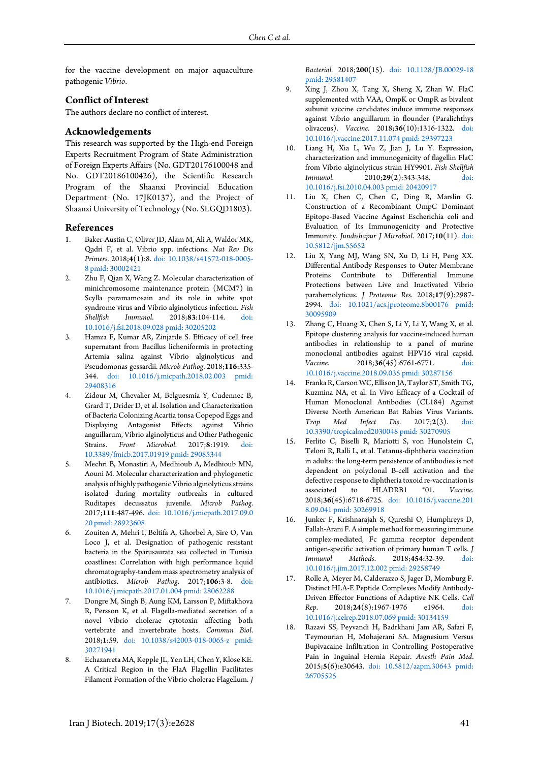for the vaccine development on major aquaculture pathogenic *Vibrio*.

## Conflict of Interest

The authors declare no conflict of interest.

## Acknowledgements

This research was supported by the High-end Foreign Experts Recruitment Program of State Administration of Foreign Experts Affairs (No. GDT20176100048 and No. GDT20186100426), the Scientific Research Program of the Shaanxi Provincial Education Department (No. 17JK0137), and the Project of Shaanxi University of Technology (No. SLGQD1803).

## References

1. Baker-Austin C, Oliver JD, Alam M, Ali A, Waldor MK, Qadri F, et al. Vibrio spp. infections. *Nat Rev Dis Primers*. 2018;**4**(1):8. doi: 10.1038/s41572-018-0005-8 pmid: 30002421
2. Zhu F, Qian X, Wang Z. Molecular characterization of minichromosome maintenance protein (MCM7) in Scylla paramamosain and its role in white spot syndrome virus and Vibrio alginolyticus infection. *Fish Shellfish Immunol*. 2018;**83**:104-114. doi: 10.1016/j.fsi.2018.09.028 pmid: 30205202
3. Hamza F, Kumar AR, Zinjarde S. Efficacy of cell free supernatant from Bacillus licheniformis in protecting Artemia salina against Vibrio alginolyticus and Pseudomonas gessardii. *Microb Pathog*. 2018;**116**:335-344. doi: 10.1016/j.micpath.2018.02.003 pmid: 29408316
4. Zidour M, Chevalier M, Belguesmia Y, Cudennec B, Grard T, Drider D, et al. Isolation and Characterization of Bacteria Colonizing Acartia tonsa Copepod Eggs and Displaying Antagonist Effects against Vibrio anguillarum, Vibrio alginolyticus and Other Pathogenic Strains. *Front Microbiol*. 2017;**8**:1919. doi: 10.3389/fmicb.2017.01919 pmid: 29085344
5. Mechri B, Monastiri A, Medhioub A, Medhioub MN, Aouni M. Molecular characterization and phylogenetic analysis of highly pathogenic Vibrio alginolyticus strains isolated during mortality outbreaks in cultured Ruditapes decussatus juvenile. *Microb Pathog*. 2017;**111**:487-496. doi: 10.1016/j.micpath.2017.09.020 pmid: 28923608
6. Zouiten A, Mehri I, Beltifa A, Ghorbel A, Sire O, Van Loco J, et al. Designation of pathogenic resistant bacteria in the Sparusaurata sea collected in Tunisia coastlines: Correlation with high performance liquid chromatography-tandem mass spectrometry analysis of antibiotics. *Microb Pathog*. 2017;**106**:3-8. doi: 10.1016/j.micpath.2017.01.004 pmid: 28062288
7. Dongre M, Singh B, Aung KM, Larsson P, Miftakhova R, Persson K, et al. Flagella-mediated secretion of a novel Vibrio cholerae cytotoxin affecting both vertebrate and invertebrate hosts. *Commun Biol*. 2018;**1**:59. doi: 10.1038/s42003-018-0065-z pmid: 30271941
8. Echazarreta MA, Kepple JL, Yen LH, Chen Y, Klose KE. A Critical Region in the FlaA Flagellin Facilitates Filament Formation of the Vibrio cholerae Flagellum. *J Bacteriol*. 2018;**200**(15). doi: 10.1128/JB.00029-18 pmid: 29581407
9. Xing J, Zhou X, Tang X, Sheng X, Zhan W. FlaC supplemented with VAA, OmpK or OmpR as bivalent subunit vaccine candidates induce immune responses against Vibrio anguillarum in flounder (Paralichthys olivaceus). *Vaccine*. 2018;**36**(10):1316-1322. doi: 10.1016/j.vaccine.2017.11.074 pmid: 29397223
10. Liang H, Xia L, Wu Z, Jian J, Lu Y. Expression, characterization and immunogenicity of flagellin FlaC from Vibrio alginolyticus strain HY9901. *Fish Shellfish Immunol*. 2010;**29**(2):343-348. doi: 10.1016/j.fsi.2010.04.003 pmid: 20420917
11. Liu X, Chen C, Chen C, Ding R, Marslin G. Construction of a Recombinant OmpC Dominant Epitope-Based Vaccine Against Escherichia coli and Evaluation of Its Immunogenicity and Protective Immunity. *Jundishapur J Microbiol*. 2017;**10**(11). doi: 10.5812/jjm.55652
12. Liu X, Yang MJ, Wang SN, Xu D, Li H, Peng XX. Differential Antibody Responses to Outer Membrane Proteins Contribute to Differential Immune Protections between Live and Inactivated Vibrio parahemolyticus. *J Proteome Res*. 2018;**17**(9):2987-2994. doi: 10.1021/acs.jproteome.8b00176 pmid: 30095909
13. Zhang C, Huang X, Chen S, Li Y, Li Y, Wang X, et al. Epitope clustering analysis for vaccine-induced human antibodies in relationship to a panel of murine monoclonal antibodies against HPV16 viral capsid. *Vaccine*. 2018;**36**(45):6761-6771. doi: 10.1016/j.vaccine.2018.09.035 pmid: 30287156
14. Franka R, Carson WC, Ellison JA, Taylor ST, Smith TG, Kuzmina NA, et al. In Vivo Efficacy of a Cocktail of Human Monoclonal Antibodies (CL184) Against Diverse North American Bat Rabies Virus Variants. *Trop Med Infect Dis*. 2017;**2**(3). doi: 10.3390/tropicalmed2030048 pmid: 30270905
15. Ferlito C, Biselli R, Mariotti S, von Hunolstein C, Teloni R, Ralli L, et al. Tetanus-diphtheria vaccination in adults: the long-term persistence of antibodies is not dependent on polyclonal B-cell activation and the defective response to diphtheria toxoid re-vaccination is associated to HLADRB1 *01. *Vaccine*. 2018;**36**(45):6718-6725. doi: 10.1016/j.vaccine.2018.09.041 pmid: 30269918
16. Junker F, Krishnarajah S, Qureshi O, Humphreys D, Fallah-Arani F. A simple method for measuring immune complex-mediated, Fc gamma receptor dependent antigen-specific activation of primary human T cells. *J Immunol Methods*. 2018;**454**:32-39. doi: 10.1016/j.jim.2017.12.002 pmid: 29258749
17. Rolle A, Meyer M, Calderazzo S, Jager D, Momburg F. Distinct HLA-E Peptide Complexes Modify Antibody-Driven Effector Functions of Adaptive NK Cells. *Cell Rep*. 2018;**24**(8):1967-1976 e1964. doi: 10.1016/j.celrep.2018.07.069 pmid: 30134159
18. Razavi SS, Peyvandi H, Badrkhani Jam AR, Safari F, Teymourian H, Mohajerani SA. Magnesium Versus Bupivacaine Infiltration in Controlling Postoperative Pain in Inguinal Hernia Repair. *Anesth Pain Med*. 2015;**5**(6):e30643. doi: 10.5812/aapm.30643 pmid: 26705525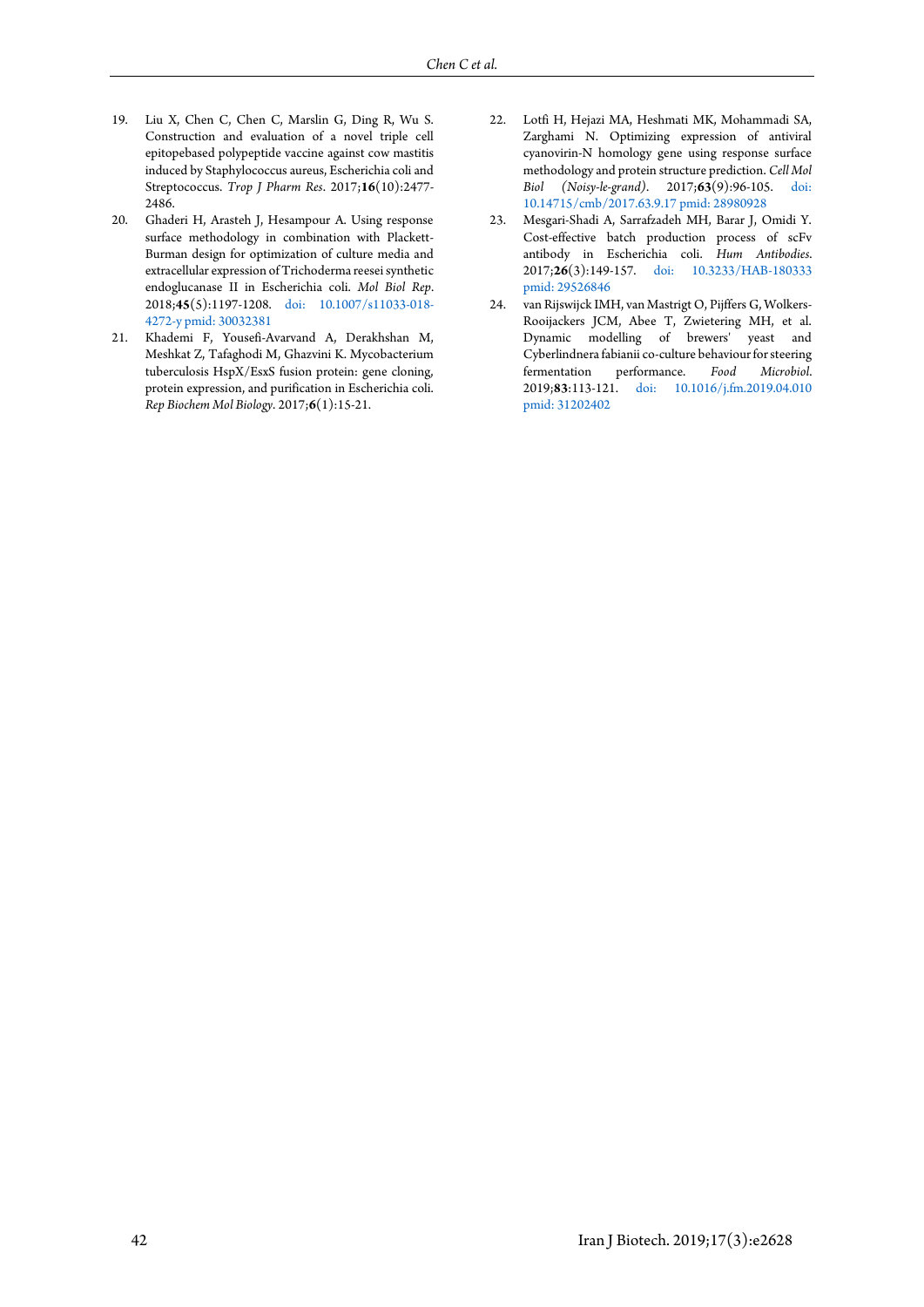19. Liu X, Chen C, Chen C, Marslin G, Ding R, Wu S. Construction and evaluation of a novel triple cell epitopebased polypeptide vaccine against cow mastitis induced by Staphylococcus aureus, Escherichia coli and Streptococcus. *Trop J Pharm Res*. 2017;**16**(10):2477-2486.
20. Ghaderi H, Arasteh J, Hesampour A. Using response surface methodology in combination with Plackett-Burman design for optimization of culture media and extracellular expression of Trichoderma reesei synthetic endoglucanase II in Escherichia coli. *Mol Biol Rep*. 2018;**45**(5):1197-1208. doi: 10.1007/s11033-018-4272-y pmid: 30032381
21. Khademi F, Yousefi-Avarvand A, Derakhshan M, Meshkat Z, Tafaghodi M, Ghazvini K. Mycobacterium tuberculosis HspX/EsxS fusion protein: gene cloning, protein expression, and purification in Escherichia coli. *Rep Biochem Mol Biology*. 2017;**6**(1):15-21.
22. Lotfi H, Hejazi MA, Heshmati MK, Mohammadi SA, Zarghami N. Optimizing expression of antiviral cyanovirin-N homology gene using response surface methodology and protein structure prediction. *Cell Mol Biol (Noisy-le-grand)*. 2017;**63**(9):96-105. doi: 10.14715/cmb/2017.63.9.17 pmid: 28980928
23. Mesgari-Shadi A, Sarrafzadeh MH, Barar J, Omidi Y. Cost-effective batch production process of scFv antibody in Escherichia coli. *Hum Antibodies*. 2017;**26**(3):149-157. doi: 10.3233/HAB-180333 pmid: 29526846
24. van Rijswijck IMH, van Mastrigt O, Pijffers G, Wolkers-Rooijackers JCM, Abee T, Zwietering MH, et al. Dynamic modelling of brewers' yeast and Cyberlindnera fabianii co-culture behaviour for steering fermentation performance. *Food Microbiol*. 2019;**83**:113-121. doi: 10.1016/j.fm.2019.04.010 pmid: 31202402